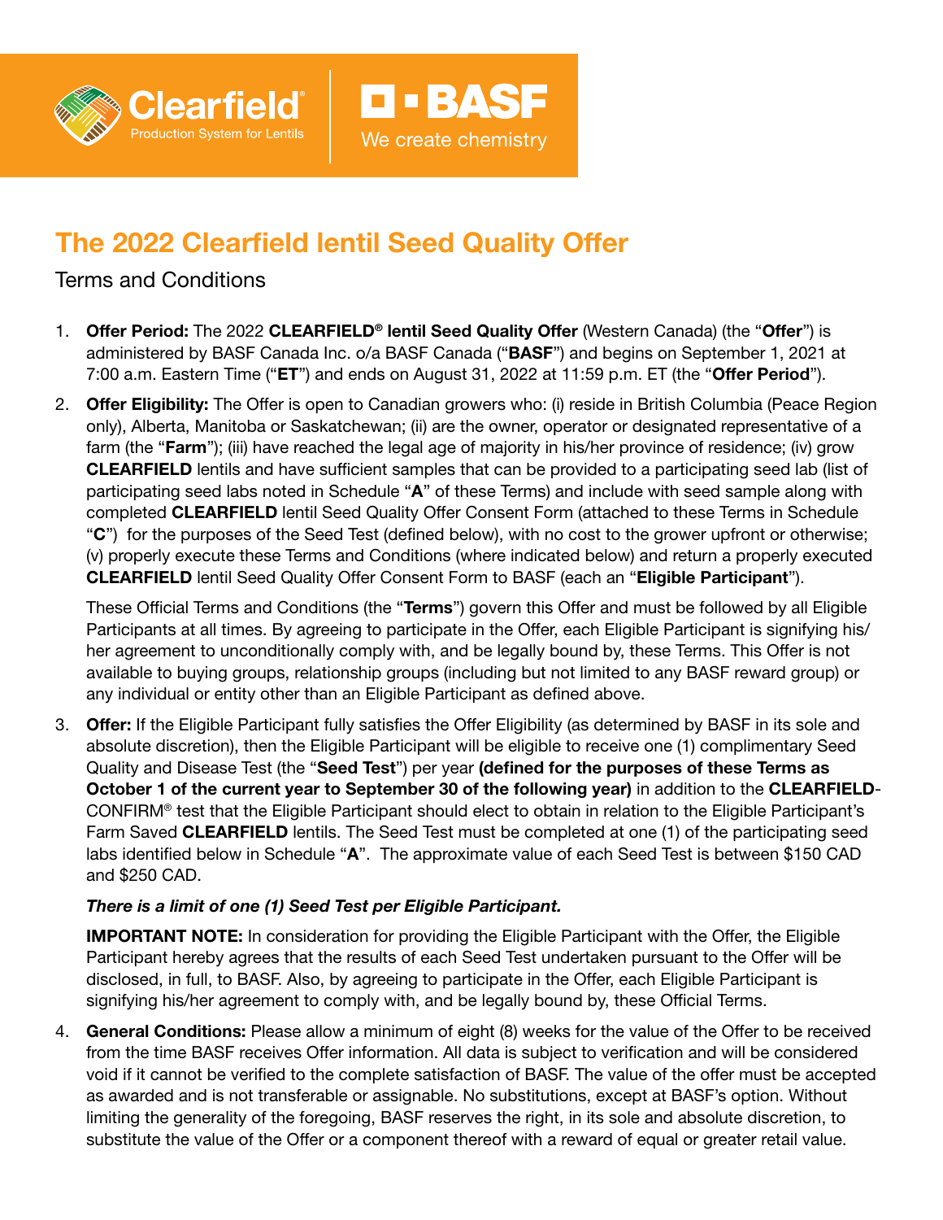Clearfield® Production System for Lentils | BASF We create chemistry

# The 2022 Clearfield lentil Seed Quality Offer

## Terms and Conditions

1. **Offer Period:** The 2022 **CLEARFIELD® lentil Seed Quality Offer** (Western Canada) (the "**Offer**") is administered by BASF Canada Inc. o/a BASF Canada ("**BASF**") and begins on September 1, 2021 at 7:00 a.m. Eastern Time ("**ET**") and ends on August 31, 2022 at 11:59 p.m. ET (the "**Offer Period**").

2. **Offer Eligibility:** The Offer is open to Canadian growers who: (i) reside in British Columbia (Peace Region only), Alberta, Manitoba or Saskatchewan; (ii) are the owner, operator or designated representative of a farm (the "**Farm**"); (iii) have reached the legal age of majority in his/her province of residence; (iv) grow **CLEARFIELD** lentils and have sufficient samples that can be provided to a participating seed lab (list of participating seed labs noted in Schedule "**A**" of these Terms) and include with seed sample along with completed **CLEARFIELD** lentil Seed Quality Offer Consent Form (attached to these Terms in Schedule "**C**") for the purposes of the Seed Test (defined below), with no cost to the grower upfront or otherwise; (v) properly execute these Terms and Conditions (where indicated below) and return a properly executed **CLEARFIELD** lentil Seed Quality Offer Consent Form to BASF (each an "**Eligible Participant**").

   These Official Terms and Conditions (the "**Terms**") govern this Offer and must be followed by all Eligible Participants at all times. By agreeing to participate in the Offer, each Eligible Participant is signifying his/her agreement to unconditionally comply with, and be legally bound by, these Terms. This Offer is not available to buying groups, relationship groups (including but not limited to any BASF reward group) or any individual or entity other than an Eligible Participant as defined above.

3. **Offer:** If the Eligible Participant fully satisfies the Offer Eligibility (as determined by BASF in its sole and absolute discretion), then the Eligible Participant will be eligible to receive one (1) complimentary Seed Quality and Disease Test (the "**Seed Test**") per year **(defined for the purposes of these Terms as October 1 of the current year to September 30 of the following year)** in addition to the **CLEARFIELD**-CONFIRM® test that the Eligible Participant should elect to obtain in relation to the Eligible Participant's Farm Saved **CLEARFIELD** lentils. The Seed Test must be completed at one (1) of the participating seed labs identified below in Schedule "**A**". The approximate value of each Seed Test is between $150 CAD and $250 CAD.

   ***There is a limit of one (1) Seed Test per Eligible Participant.***

   **IMPORTANT NOTE:** In consideration for providing the Eligible Participant with the Offer, the Eligible Participant hereby agrees that the results of each Seed Test undertaken pursuant to the Offer will be disclosed, in full, to BASF. Also, by agreeing to participate in the Offer, each Eligible Participant is signifying his/her agreement to comply with, and be legally bound by, these Official Terms.

4. **General Conditions:** Please allow a minimum of eight (8) weeks for the value of the Offer to be received from the time BASF receives Offer information. All data is subject to verification and will be considered void if it cannot be verified to the complete satisfaction of BASF. The value of the offer must be accepted as awarded and is not transferable or assignable. No substitutions, except at BASF's option. Without limiting the generality of the foregoing, BASF reserves the right, in its sole and absolute discretion, to substitute the value of the Offer or a component thereof with a reward of equal or greater retail value.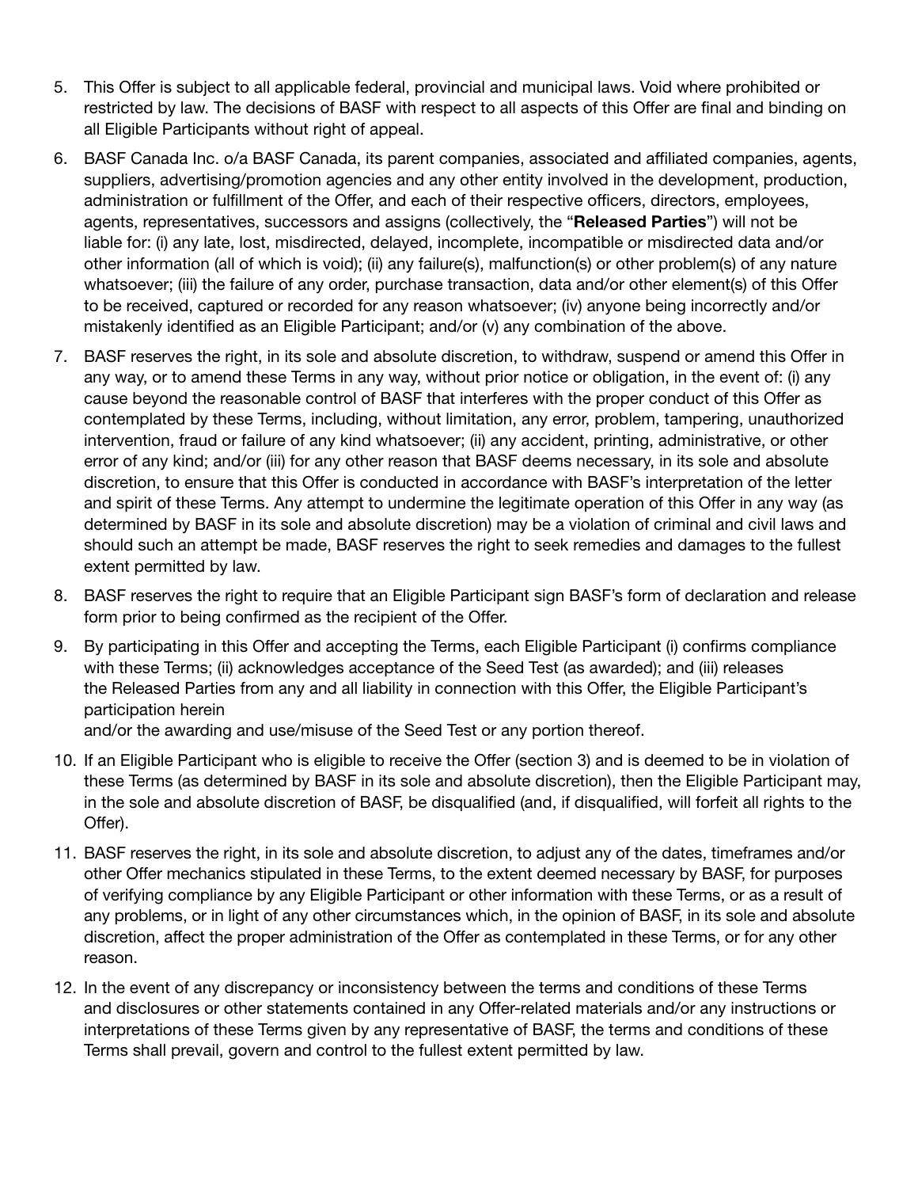5. This Offer is subject to all applicable federal, provincial and municipal laws. Void where prohibited or restricted by law. The decisions of BASF with respect to all aspects of this Offer are final and binding on all Eligible Participants without right of appeal.

6. BASF Canada Inc. o/a BASF Canada, its parent companies, associated and affiliated companies, agents, suppliers, advertising/promotion agencies and any other entity involved in the development, production, administration or fulfillment of the Offer, and each of their respective officers, directors, employees, agents, representatives, successors and assigns (collectively, the "**Released Parties**") will not be liable for: (i) any late, lost, misdirected, delayed, incomplete, incompatible or misdirected data and/or other information (all of which is void); (ii) any failure(s), malfunction(s) or other problem(s) of any nature whatsoever; (iii) the failure of any order, purchase transaction, data and/or other element(s) of this Offer to be received, captured or recorded for any reason whatsoever; (iv) anyone being incorrectly and/or mistakenly identified as an Eligible Participant; and/or (v) any combination of the above.

7. BASF reserves the right, in its sole and absolute discretion, to withdraw, suspend or amend this Offer in any way, or to amend these Terms in any way, without prior notice or obligation, in the event of: (i) any cause beyond the reasonable control of BASF that interferes with the proper conduct of this Offer as contemplated by these Terms, including, without limitation, any error, problem, tampering, unauthorized intervention, fraud or failure of any kind whatsoever; (ii) any accident, printing, administrative, or other error of any kind; and/or (iii) for any other reason that BASF deems necessary, in its sole and absolute discretion, to ensure that this Offer is conducted in accordance with BASF's interpretation of the letter and spirit of these Terms. Any attempt to undermine the legitimate operation of this Offer in any way (as determined by BASF in its sole and absolute discretion) may be a violation of criminal and civil laws and should such an attempt be made, BASF reserves the right to seek remedies and damages to the fullest extent permitted by law.

8. BASF reserves the right to require that an Eligible Participant sign BASF's form of declaration and release form prior to being confirmed as the recipient of the Offer.

9. By participating in this Offer and accepting the Terms, each Eligible Participant (i) confirms compliance with these Terms; (ii) acknowledges acceptance of the Seed Test (as awarded); and (iii) releases the Released Parties from any and all liability in connection with this Offer, the Eligible Participant's participation herein and/or the awarding and use/misuse of the Seed Test or any portion thereof.

10. If an Eligible Participant who is eligible to receive the Offer (section 3) and is deemed to be in violation of these Terms (as determined by BASF in its sole and absolute discretion), then the Eligible Participant may, in the sole and absolute discretion of BASF, be disqualified (and, if disqualified, will forfeit all rights to the Offer).

11. BASF reserves the right, in its sole and absolute discretion, to adjust any of the dates, timeframes and/or other Offer mechanics stipulated in these Terms, to the extent deemed necessary by BASF, for purposes of verifying compliance by any Eligible Participant or other information with these Terms, or as a result of any problems, or in light of any other circumstances which, in the opinion of BASF, in its sole and absolute discretion, affect the proper administration of the Offer as contemplated in these Terms, or for any other reason.

12. In the event of any discrepancy or inconsistency between the terms and conditions of these Terms and disclosures or other statements contained in any Offer-related materials and/or any instructions or interpretations of these Terms given by any representative of BASF, the terms and conditions of these Terms shall prevail, govern and control to the fullest extent permitted by law.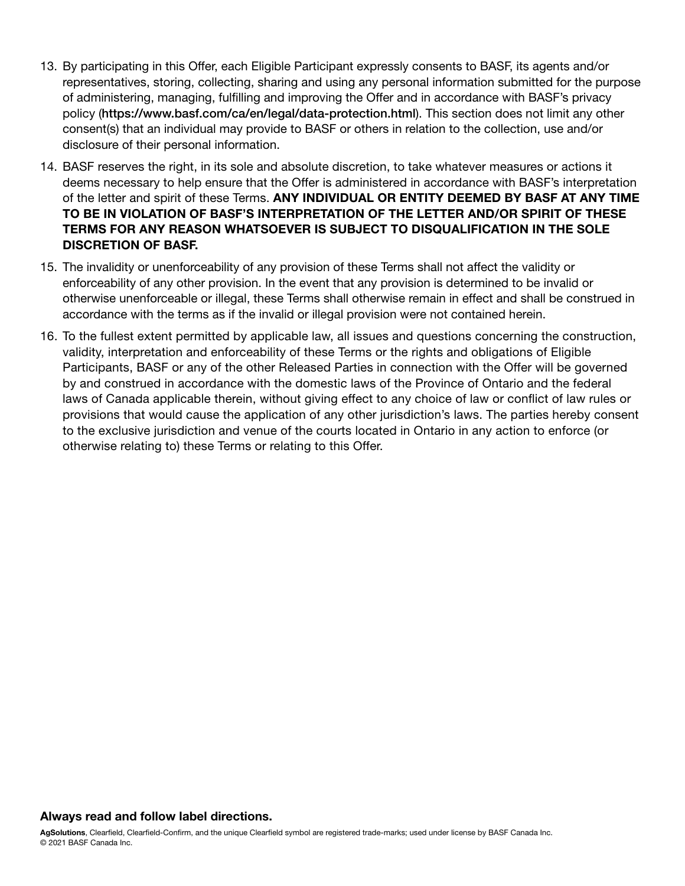13. By participating in this Offer, each Eligible Participant expressly consents to BASF, its agents and/or representatives, storing, collecting, sharing and using any personal information submitted for the purpose of administering, managing, fulfilling and improving the Offer and in accordance with BASF's privacy policy (**https://www.basf.com/ca/en/legal/data-protection.html**). This section does not limit any other consent(s) that an individual may provide to BASF or others in relation to the collection, use and/or disclosure of their personal information.
14. BASF reserves the right, in its sole and absolute discretion, to take whatever measures or actions it deems necessary to help ensure that the Offer is administered in accordance with BASF's interpretation of the letter and spirit of these Terms. **ANY INDIVIDUAL OR ENTITY DEEMED BY BASF AT ANY TIME TO BE IN VIOLATION OF BASF'S INTERPRETATION OF THE LETTER AND/OR SPIRIT OF THESE TERMS FOR ANY REASON WHATSOEVER IS SUBJECT TO DISQUALIFICATION IN THE SOLE DISCRETION OF BASF.**
15. The invalidity or unenforceability of any provision of these Terms shall not affect the validity or enforceability of any other provision. In the event that any provision is determined to be invalid or otherwise unenforceable or illegal, these Terms shall otherwise remain in effect and shall be construed in accordance with the terms as if the invalid or illegal provision were not contained herein.
16. To the fullest extent permitted by applicable law, all issues and questions concerning the construction, validity, interpretation and enforceability of these Terms or the rights and obligations of Eligible Participants, BASF or any of the other Released Parties in connection with the Offer will be governed by and construed in accordance with the domestic laws of the Province of Ontario and the federal laws of Canada applicable therein, without giving effect to any choice of law or conflict of law rules or provisions that would cause the application of any other jurisdiction's laws. The parties hereby consent to the exclusive jurisdiction and venue of the courts located in Ontario in any action to enforce (or otherwise relating to) these Terms or relating to this Offer.

**Always read and follow label directions.**

**AgSolutions**, Clearfield, Clearfield-Confirm, and the unique Clearfield symbol are registered trade-marks; used under license by BASF Canada Inc.
© 2021 BASF Canada Inc.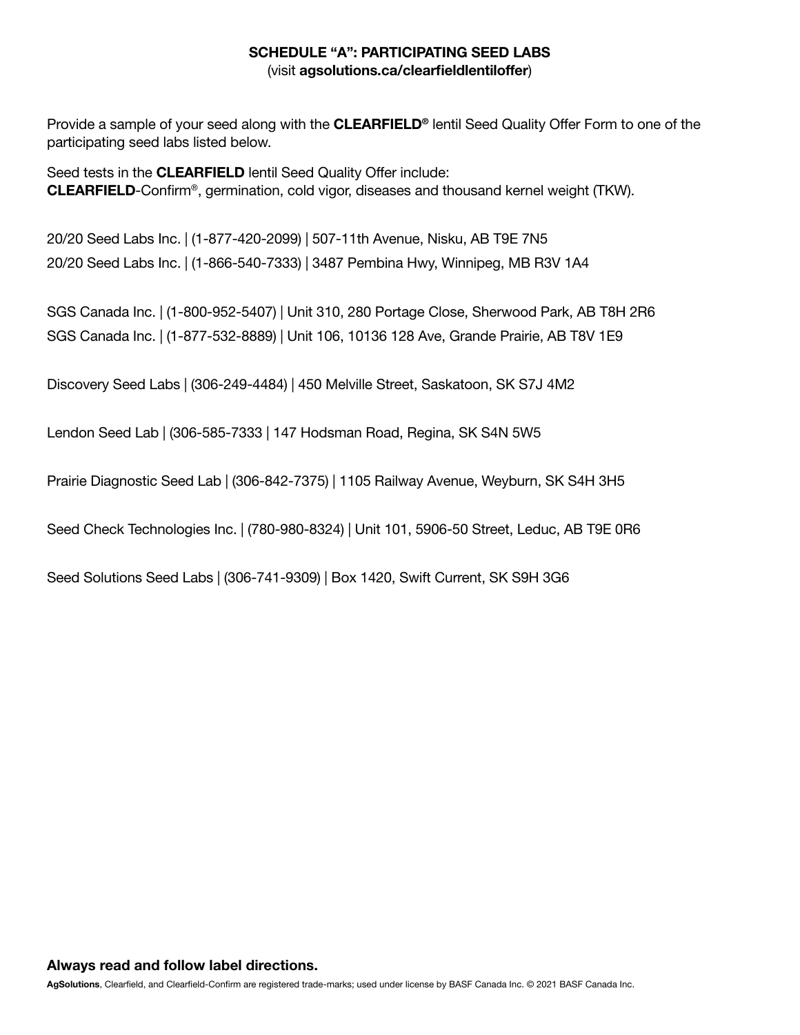**SCHEDULE "A": PARTICIPATING SEED LABS**
(visit **agsolutions.ca/clearfieldlentiloffer**)

Provide a sample of your seed along with the **CLEARFIELD®** lentil Seed Quality Offer Form to one of the participating seed labs listed below.

Seed tests in the **CLEARFIELD** lentil Seed Quality Offer include:
**CLEARFIELD**-Confirm®, germination, cold vigor, diseases and thousand kernel weight (TKW).

20/20 Seed Labs Inc. | (1-877-420-2099) | 507-11th Avenue, Nisku, AB T9E 7N5
20/20 Seed Labs Inc. | (1-866-540-7333) | 3487 Pembina Hwy, Winnipeg, MB R3V 1A4

SGS Canada Inc. | (1-800-952-5407) | Unit 310, 280 Portage Close, Sherwood Park, AB T8H 2R6
SGS Canada Inc. | (1-877-532-8889) | Unit 106, 10136 128 Ave, Grande Prairie, AB T8V 1E9

Discovery Seed Labs | (306-249-4484) | 450 Melville Street, Saskatoon, SK S7J 4M2

Lendon Seed Lab | (306-585-7333 | 147 Hodsman Road, Regina, SK S4N 5W5

Prairie Diagnostic Seed Lab | (306-842-7375) | 1105 Railway Avenue, Weyburn, SK S4H 3H5

Seed Check Technologies Inc. | (780-980-8324) | Unit 101, 5906-50 Street, Leduc, AB T9E 0R6

Seed Solutions Seed Labs | (306-741-9309) | Box 1420, Swift Current, SK S9H 3G6

**Always read and follow label directions.**

**AgSolutions**, Clearfield, and Clearfield-Confirm are registered trade-marks; used under license by BASF Canada Inc. © 2021 BASF Canada Inc.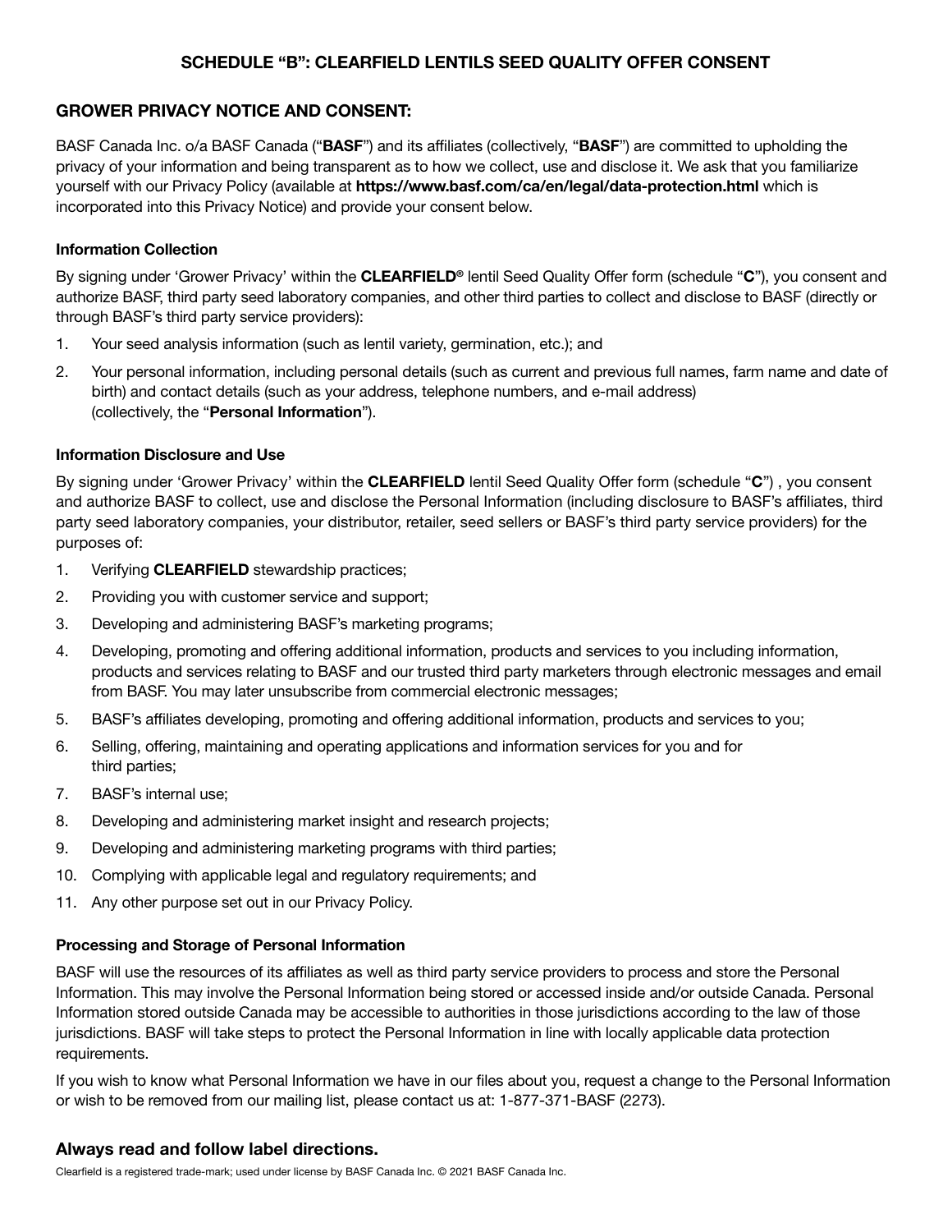# SCHEDULE "B": CLEARFIELD LENTILS SEED QUALITY OFFER CONSENT

## GROWER PRIVACY NOTICE AND CONSENT:

BASF Canada Inc. o/a BASF Canada ("**BASF**") and its affiliates (collectively, "**BASF**") are committed to upholding the privacy of your information and being transparent as to how we collect, use and disclose it. We ask that you familiarize yourself with our Privacy Policy (available at **https://www.basf.com/ca/en/legal/data-protection.html** which is incorporated into this Privacy Notice) and provide your consent below.

### Information Collection

By signing under 'Grower Privacy' within the **CLEARFIELD®** lentil Seed Quality Offer form (schedule "**C**"), you consent and authorize BASF, third party seed laboratory companies, and other third parties to collect and disclose to BASF (directly or through BASF's third party service providers):

1. Your seed analysis information (such as lentil variety, germination, etc.); and
2. Your personal information, including personal details (such as current and previous full names, farm name and date of birth) and contact details (such as your address, telephone numbers, and e-mail address) (collectively, the "**Personal Information**").

### Information Disclosure and Use

By signing under 'Grower Privacy' within the **CLEARFIELD** lentil Seed Quality Offer form (schedule "**C**") , you consent and authorize BASF to collect, use and disclose the Personal Information (including disclosure to BASF's affiliates, third party seed laboratory companies, your distributor, retailer, seed sellers or BASF's third party service providers) for the purposes of:

1. Verifying **CLEARFIELD** stewardship practices;
2. Providing you with customer service and support;
3. Developing and administering BASF's marketing programs;
4. Developing, promoting and offering additional information, products and services to you including information, products and services relating to BASF and our trusted third party marketers through electronic messages and email from BASF. You may later unsubscribe from commercial electronic messages;
5. BASF's affiliates developing, promoting and offering additional information, products and services to you;
6. Selling, offering, maintaining and operating applications and information services for you and for third parties;
7. BASF's internal use;
8. Developing and administering market insight and research projects;
9. Developing and administering marketing programs with third parties;
10. Complying with applicable legal and regulatory requirements; and
11. Any other purpose set out in our Privacy Policy.

### Processing and Storage of Personal Information

BASF will use the resources of its affiliates as well as third party service providers to process and store the Personal Information. This may involve the Personal Information being stored or accessed inside and/or outside Canada. Personal Information stored outside Canada may be accessible to authorities in those jurisdictions according to the law of those jurisdictions. BASF will take steps to protect the Personal Information in line with locally applicable data protection requirements.

If you wish to know what Personal Information we have in our files about you, request a change to the Personal Information or wish to be removed from our mailing list, please contact us at: 1-877-371-BASF (2273).

## Always read and follow label directions.

Clearfield is a registered trade-mark; used under license by BASF Canada Inc. © 2021 BASF Canada Inc.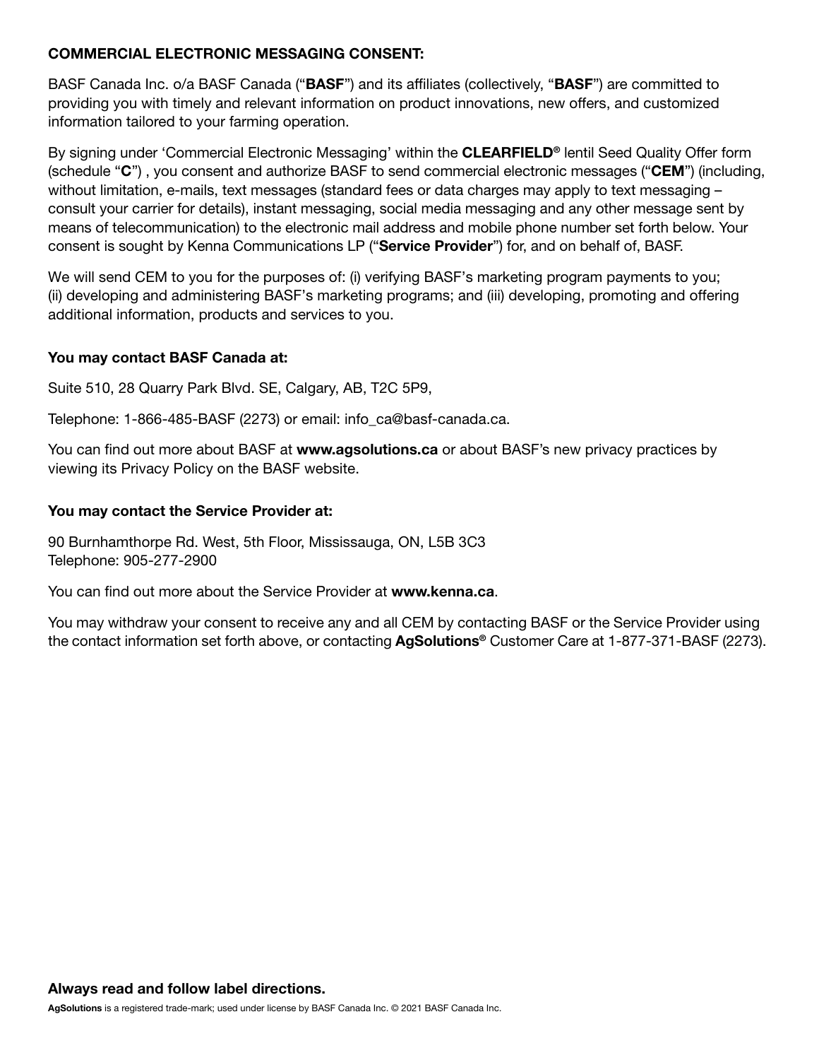**COMMERCIAL ELECTRONIC MESSAGING CONSENT:**

BASF Canada Inc. o/a BASF Canada ("**BASF**") and its affiliates (collectively, "**BASF**") are committed to providing you with timely and relevant information on product innovations, new offers, and customized information tailored to your farming operation.

By signing under 'Commercial Electronic Messaging' within the **CLEARFIELD®** lentil Seed Quality Offer form (schedule "**C**") , you consent and authorize BASF to send commercial electronic messages ("**CEM**") (including, without limitation, e-mails, text messages (standard fees or data charges may apply to text messaging – consult your carrier for details), instant messaging, social media messaging and any other message sent by means of telecommunication) to the electronic mail address and mobile phone number set forth below. Your consent is sought by Kenna Communications LP ("**Service Provider**") for, and on behalf of, BASF.

We will send CEM to you for the purposes of: (i) verifying BASF's marketing program payments to you; (ii) developing and administering BASF's marketing programs; and (iii) developing, promoting and offering additional information, products and services to you.

**You may contact BASF Canada at:**

Suite 510, 28 Quarry Park Blvd. SE, Calgary, AB, T2C 5P9,

Telephone: 1-866-485-BASF (2273) or email: info_ca@basf-canada.ca.

You can find out more about BASF at **www.agsolutions.ca** or about BASF's new privacy practices by viewing its Privacy Policy on the BASF website.

**You may contact the Service Provider at:**

90 Burnhamthorpe Rd. West, 5th Floor, Mississauga, ON, L5B 3C3
Telephone: 905-277-2900

You can find out more about the Service Provider at **www.kenna.ca**.

You may withdraw your consent to receive any and all CEM by contacting BASF or the Service Provider using the contact information set forth above, or contacting **AgSolutions®** Customer Care at 1-877-371-BASF (2273).

**Always read and follow label directions.**

**AgSolutions** is a registered trade-mark; used under license by BASF Canada Inc. © 2021 BASF Canada Inc.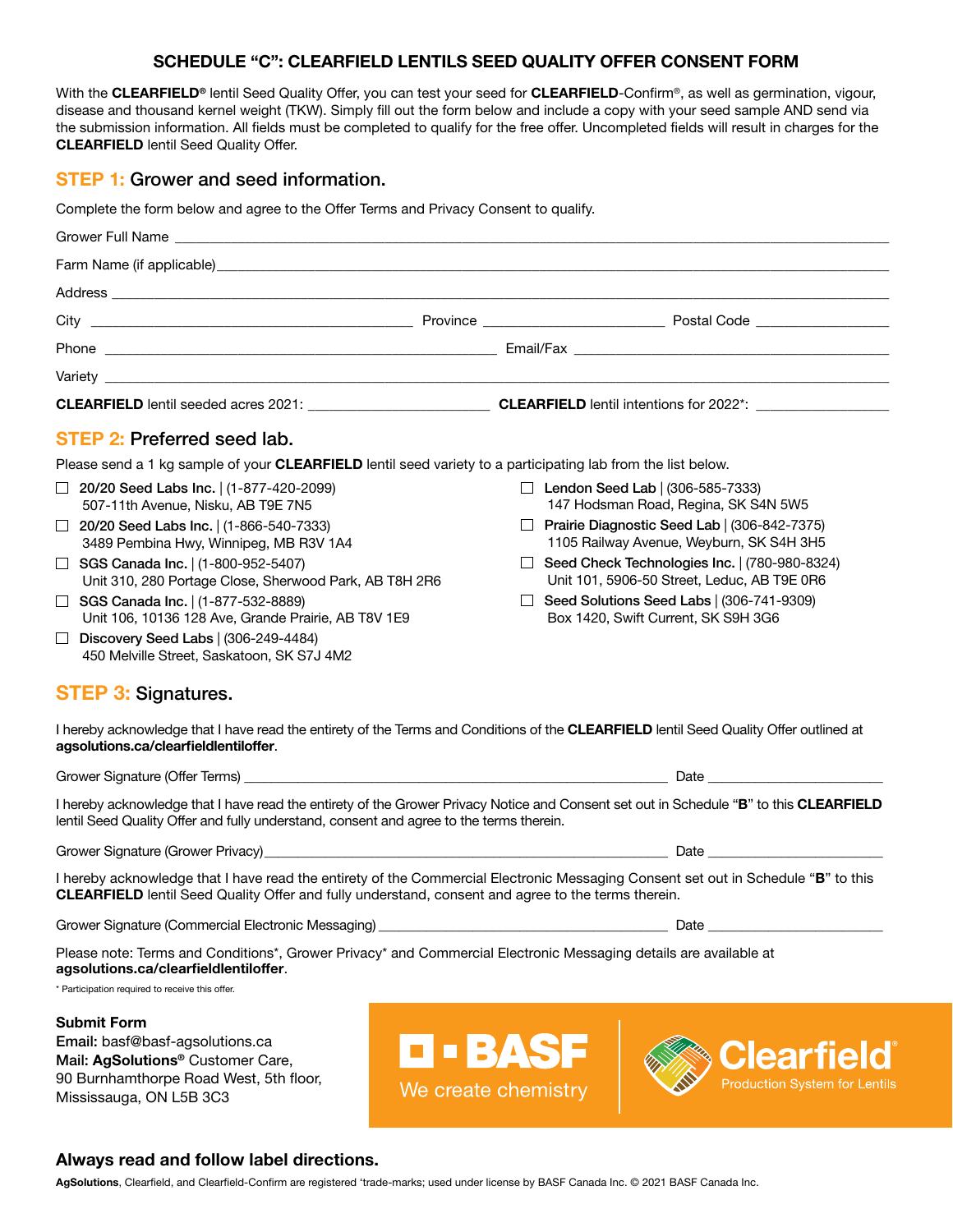# SCHEDULE "C": CLEARFIELD LENTILS SEED QUALITY OFFER CONSENT FORM

With the **CLEARFIELD®** lentil Seed Quality Offer, you can test your seed for **CLEARFIELD**-Confirm®, as well as germination, vigour, disease and thousand kernel weight (TKW). Simply fill out the form below and include a copy with your seed sample AND send via the submission information. All fields must be completed to qualify for the free offer. Uncompleted fields will result in charges for the **CLEARFIELD** lentil Seed Quality Offer.

## STEP 1: Grower and seed information.

Complete the form below and agree to the Offer Terms and Privacy Consent to qualify.

Grower Full Name ______________________________

Farm Name (if applicable) ______________________________

Address ______________________________

City ______________ Province ______________ Postal Code ______________

Phone ______________ Email/Fax ______________

Variety ______________________________

**CLEARFIELD** lentil seeded acres 2021: ______________ **CLEARFIELD** lentil intentions for 2022*: ______________

## STEP 2: Preferred seed lab.

Please send a 1 kg sample of your **CLEARFIELD** lentil seed variety to a participating lab from the list below.

- ☐ **20/20 Seed Labs Inc.** | (1-877-420-2099)
  507-11th Avenue, Nisku, AB T9E 7N5
- ☐ **20/20 Seed Labs Inc.** | (1-866-540-7333)
  3489 Pembina Hwy, Winnipeg, MB R3V 1A4
- ☐ **SGS Canada Inc.** | (1-800-952-5407)
  Unit 310, 280 Portage Close, Sherwood Park, AB T8H 2R6
- ☐ **SGS Canada Inc.** | (1-877-532-8889)
  Unit 106, 10136 128 Ave, Grande Prairie, AB T8V 1E9
- ☐ **Discovery Seed Labs** | (306-249-4484)
  450 Melville Street, Saskatoon, SK S7J 4M2
- ☐ **Lendon Seed Lab** | (306-585-7333)
  147 Hodsman Road, Regina, SK S4N 5W5
- ☐ **Prairie Diagnostic Seed Lab** | (306-842-7375)
  1105 Railway Avenue, Weyburn, SK S4H 3H5
- ☐ **Seed Check Technologies Inc.** | (780-980-8324)
  Unit 101, 5906-50 Street, Leduc, AB T9E 0R6
- ☐ **Seed Solutions Seed Labs** | (306-741-9309)
  Box 1420, Swift Current, SK S9H 3G6

## STEP 3: Signatures.

I hereby acknowledge that I have read the entirety of the Terms and Conditions of the **CLEARFIELD** lentil Seed Quality Offer outlined at **agsolutions.ca/clearfieldlentiloffer**.

Grower Signature (Offer Terms) ______________________________ Date ______________

I hereby acknowledge that I have read the entirety of the Grower Privacy Notice and Consent set out in Schedule "**B**" to this **CLEARFIELD** lentil Seed Quality Offer and fully understand, consent and agree to the terms therein.

Grower Signature (Grower Privacy) ______________________________ Date ______________

I hereby acknowledge that I have read the entirety of the Commercial Electronic Messaging Consent set out in Schedule "**B**" to this **CLEARFIELD** lentil Seed Quality Offer and fully understand, consent and agree to the terms therein.

Grower Signature (Commercial Electronic Messaging) ______________________________ Date ______________

Please note: Terms and Conditions*, Grower Privacy* and Commercial Electronic Messaging details are available at **agsolutions.ca/clearfieldlentiloffer**.

* Participation required to receive this offer.

**Submit Form**
**Email:** basf@basf-agsolutions.ca
**Mail: AgSolutions®** Customer Care,
90 Burnhamthorpe Road West, 5th floor,
Mississauga, ON L5B 3C3

BASF We create chemistry

Clearfield® Production System for Lentils

**Always read and follow label directions.**

**AgSolutions**, Clearfield, and Clearfield-Confirm are registered 'trade-marks; used under license by BASF Canada Inc. © 2021 BASF Canada Inc.